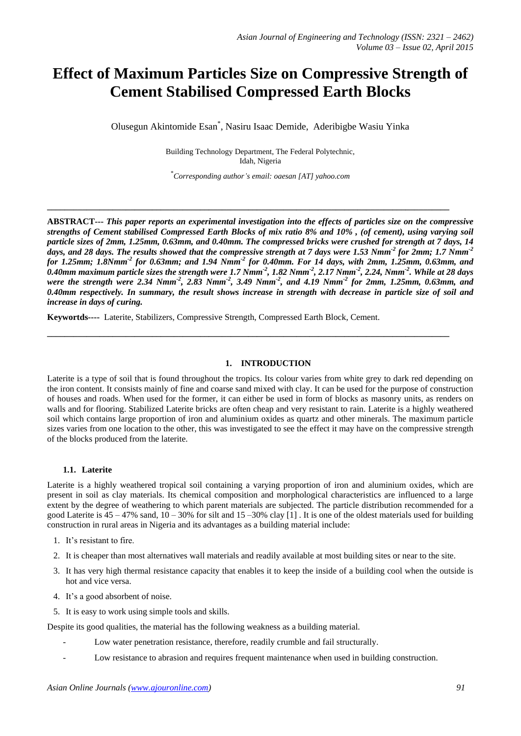# Effect of Maximum Particles Size on Compressive Strength of Cement Stabilised Compressed Earth Blocks

Olusegun Akintomide Esan*, Nasiru Isaac Demide, Aderibigbe Wasiu Yinka

Building Technology Department, The Federal Polytechnic, Idah, Nigeria

*Corresponding author's email: oaesan [AT] yahoo.com

---

**ABSTRACT---** ***This paper reports an experimental investigation into the effects of particles size on the compressive strengths of Cement stabilised Compressed Earth Blocks of mix ratio 8% and 10% , (of cement), using varying soil particle sizes of 2mm, 1.25mm, 0.63mm, and 0.40mm. The compressed bricks were crushed for strength at 7 days, 14 days, and 28 days. The results showed that the compressive strength at 7 days were 1.53 Nmm$^{-2}$ for 2mm; 1.7 Nmm$^{-2}$ for 1.25mm; 1.8Nmm$^{-2}$ for 0.63mm; and 1.94 Nmm$^{-2}$ for 0.40mm. For 14 days, with 2mm, 1.25mm, 0.63mm, and 0.40mm maximum particle sizes the strength were 1.7 Nmm$^{-2}$, 1.82 Nmm$^{-2}$, 2.17 Nmm$^{-2}$, 2.24, Nmm$^{-2}$. While at 28 days were the strength were 2.34 Nmm$^{-2}$, 2.83 Nmm$^{-2}$, 3.49 Nmm$^{-2}$, and 4.19 Nmm$^{-2}$ for 2mm, 1.25mm, 0.63mm, and 0.40mm respectively. In summary, the result shows increase in strength with decrease in particle size of soil and increase in days of curing.***

**Keywortds----** Laterite, Stabilizers, Compressive Strength, Compressed Earth Block, Cement.

---

## 1. INTRODUCTION

Laterite is a type of soil that is found throughout the tropics. Its colour varies from white grey to dark red depending on the iron content. It consists mainly of fine and coarse sand mixed with clay. It can be used for the purpose of construction of houses and roads. When used for the former, it can either be used in form of blocks as masonry units, as renders on walls and for flooring. Stabilized Laterite bricks are often cheap and very resistant to rain. Laterite is a highly weathered soil which contains large proportion of iron and aluminium oxides as quartz and other minerals. The maximum particle sizes varies from one location to the other, this was investigated to see the effect it may have on the compressive strength of the blocks produced from the laterite.

### 1.1. Laterite

Laterite is a highly weathered tropical soil containing a varying proportion of iron and aluminium oxides, which are present in soil as clay materials. Its chemical composition and morphological characteristics are influenced to a large extent by the degree of weathering to which parent materials are subjected. The particle distribution recommended for a good Laterite is 45 – 47% sand, 10 – 30% for silt and 15 –30% clay [1] . It is one of the oldest materials used for building construction in rural areas in Nigeria and its advantages as a building material include:

1. It's resistant to fire.
2. It is cheaper than most alternatives wall materials and readily available at most building sites or near to the site.
3. It has very high thermal resistance capacity that enables it to keep the inside of a building cool when the outside is hot and vice versa.
4. It's a good absorbent of noise.
5. It is easy to work using simple tools and skills.

Despite its good qualities, the material has the following weakness as a building material.

- Low water penetration resistance, therefore, readily crumble and fail structurally.
- Low resistance to abrasion and requires frequent maintenance when used in building construction.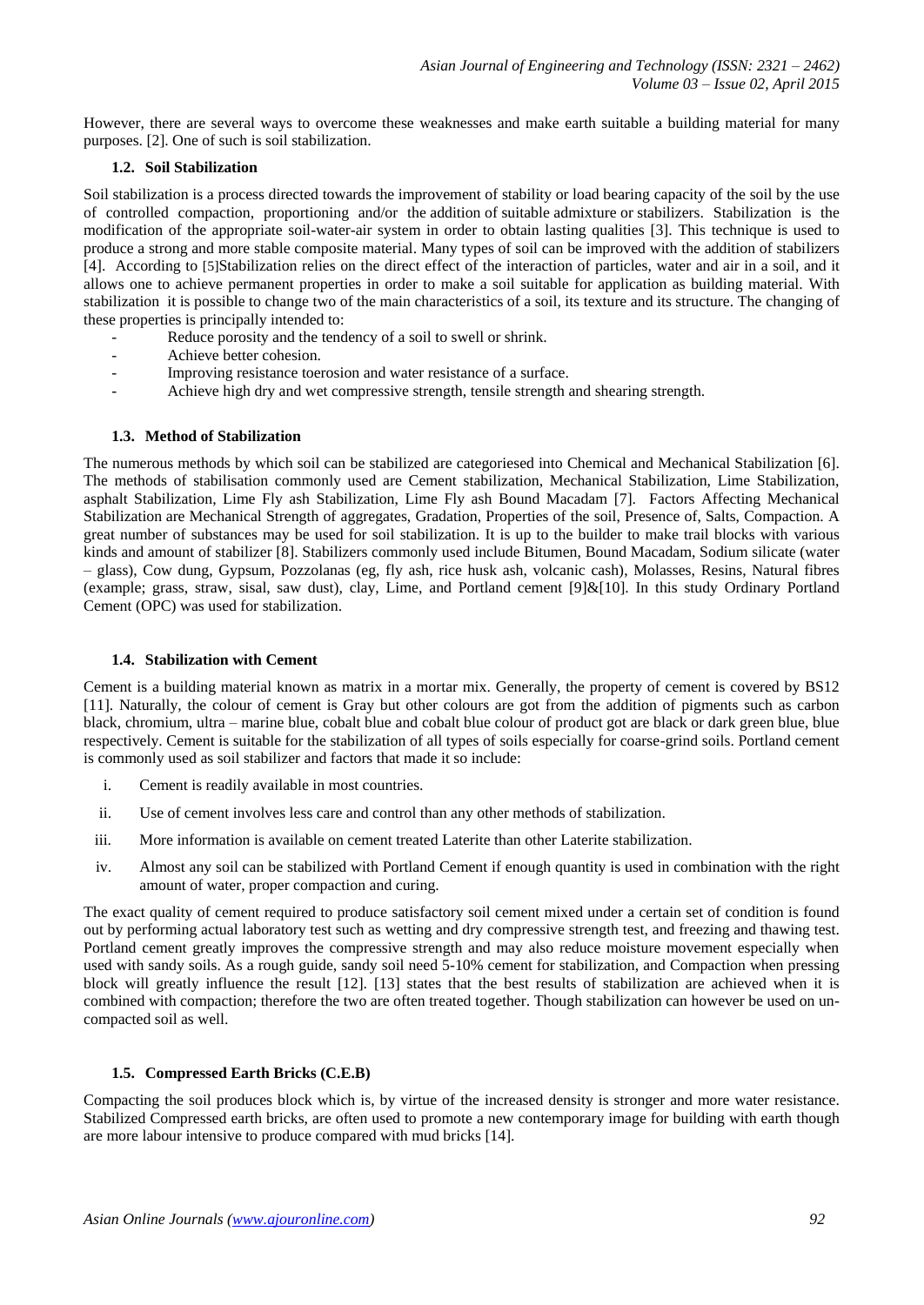However, there are several ways to overcome these weaknesses and make earth suitable a building material for many purposes. [2]. One of such is soil stabilization.

### 1.2. Soil Stabilization

Soil stabilization is a process directed towards the improvement of stability or load bearing capacity of the soil by the use of controlled compaction, proportioning and/or the addition of suitable admixture or stabilizers. Stabilization is the modification of the appropriate soil-water-air system in order to obtain lasting qualities [3]. This technique is used to produce a strong and more stable composite material. Many types of soil can be improved with the addition of stabilizers [4]. According to [5]Stabilization relies on the direct effect of the interaction of particles, water and air in a soil, and it allows one to achieve permanent properties in order to make a soil suitable for application as building material. With stabilization it is possible to change two of the main characteristics of a soil, its texture and its structure. The changing of these properties is principally intended to:

- Reduce porosity and the tendency of a soil to swell or shrink.
- Achieve better cohesion.
- Improving resistance toerosion and water resistance of a surface.
- Achieve high dry and wet compressive strength, tensile strength and shearing strength.

### 1.3. Method of Stabilization

The numerous methods by which soil can be stabilized are categoriesed into Chemical and Mechanical Stabilization [6]. The methods of stabilisation commonly used are Cement stabilization, Mechanical Stabilization, Lime Stabilization, asphalt Stabilization, Lime Fly ash Stabilization, Lime Fly ash Bound Macadam [7]. Factors Affecting Mechanical Stabilization are Mechanical Strength of aggregates, Gradation, Properties of the soil, Presence of, Salts, Compaction. A great number of substances may be used for soil stabilization. It is up to the builder to make trail blocks with various kinds and amount of stabilizer [8]. Stabilizers commonly used include Bitumen, Bound Macadam, Sodium silicate (water – glass), Cow dung, Gypsum, Pozzolanas (eg, fly ash, rice husk ash, volcanic cash), Molasses, Resins, Natural fibres (example; grass, straw, sisal, saw dust), clay, Lime, and Portland cement [9]&[10]. In this study Ordinary Portland Cement (OPC) was used for stabilization.

### 1.4. Stabilization with Cement

Cement is a building material known as matrix in a mortar mix. Generally, the property of cement is covered by BS12 [11]. Naturally, the colour of cement is Gray but other colours are got from the addition of pigments such as carbon black, chromium, ultra – marine blue, cobalt blue and cobalt blue colour of product got are black or dark green blue, blue respectively. Cement is suitable for the stabilization of all types of soils especially for coarse-grind soils. Portland cement is commonly used as soil stabilizer and factors that made it so include:

i. Cement is readily available in most countries.

ii. Use of cement involves less care and control than any other methods of stabilization.

iii. More information is available on cement treated Laterite than other Laterite stabilization.

iv. Almost any soil can be stabilized with Portland Cement if enough quantity is used in combination with the right amount of water, proper compaction and curing.

The exact quality of cement required to produce satisfactory soil cement mixed under a certain set of condition is found out by performing actual laboratory test such as wetting and dry compressive strength test, and freezing and thawing test. Portland cement greatly improves the compressive strength and may also reduce moisture movement especially when used with sandy soils. As a rough guide, sandy soil need 5-10% cement for stabilization, and Compaction when pressing block will greatly influence the result [12]. [13] states that the best results of stabilization are achieved when it is combined with compaction; therefore the two are often treated together. Though stabilization can however be used on un-compacted soil as well.

### 1.5. Compressed Earth Bricks (C.E.B)

Compacting the soil produces block which is, by virtue of the increased density is stronger and more water resistance. Stabilized Compressed earth bricks, are often used to promote a new contemporary image for building with earth though are more labour intensive to produce compared with mud bricks [14].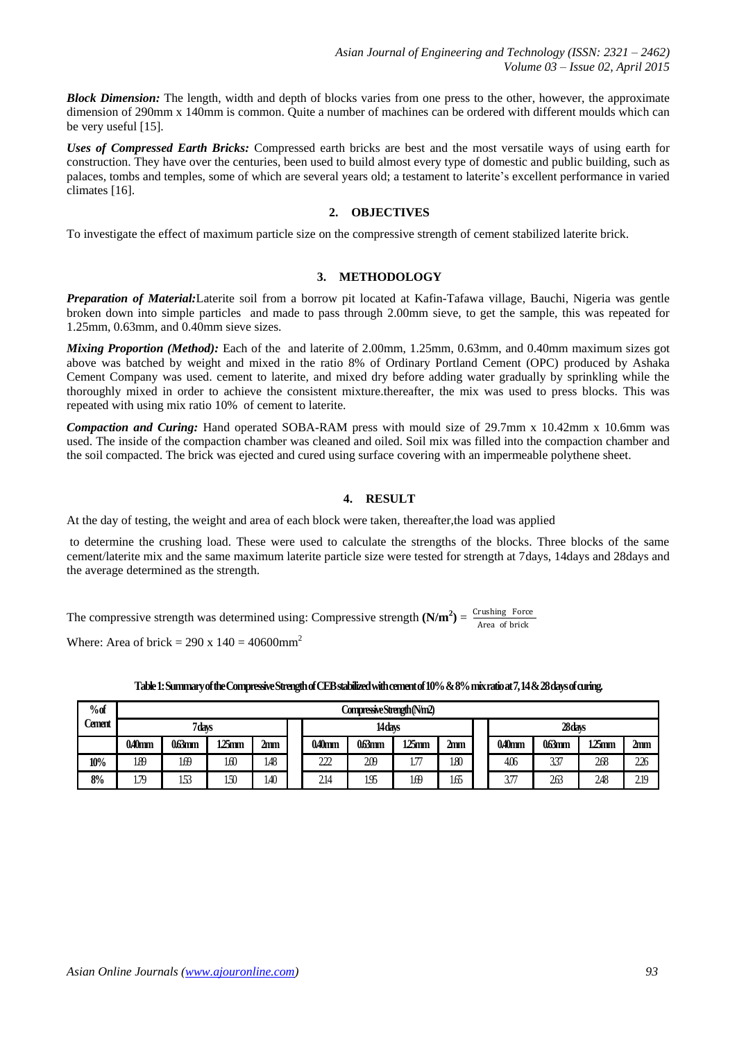***Block Dimension:*** The length, width and depth of blocks varies from one press to the other, however, the approximate dimension of 290mm x 140mm is common. Quite a number of machines can be ordered with different moulds which can be very useful [15].

***Uses of Compressed Earth Bricks:*** Compressed earth bricks are best and the most versatile ways of using earth for construction. They have over the centuries, been used to build almost every type of domestic and public building, such as palaces, tombs and temples, some of which are several years old; a testament to laterite's excellent performance in varied climates [16].

## 2. OBJECTIVES

To investigate the effect of maximum particle size on the compressive strength of cement stabilized laterite brick.

## 3. METHODOLOGY

***Preparation of Material:***Laterite soil from a borrow pit located at Kafin-Tafawa village, Bauchi, Nigeria was gentle broken down into simple particles and made to pass through 2.00mm sieve, to get the sample, this was repeated for 1.25mm, 0.63mm, and 0.40mm sieve sizes.

***Mixing Proportion (Method):*** Each of the and laterite of 2.00mm, 1.25mm, 0.63mm, and 0.40mm maximum sizes got above was batched by weight and mixed in the ratio 8% of Ordinary Portland Cement (OPC) produced by Ashaka Cement Company was used. cement to laterite, and mixed dry before adding water gradually by sprinkling while the thoroughly mixed in order to achieve the consistent mixture.thereafter, the mix was used to press blocks. This was repeated with using mix ratio 10% of cement to laterite.

***Compaction and Curing:*** Hand operated SOBA-RAM press with mould size of 29.7mm x 10.42mm x 10.6mm was used. The inside of the compaction chamber was cleaned and oiled. Soil mix was filled into the compaction chamber and the soil compacted. The brick was ejected and cured using surface covering with an impermeable polythene sheet.

## 4. RESULT

At the day of testing, the weight and area of each block were taken, thereafter,the load was applied

to determine the crushing load. These were used to calculate the strengths of the blocks. Three blocks of the same cement/laterite mix and the same maximum laterite particle size were tested for strength at 7days, 14days and 28days and the average determined as the strength.

The compressive strength was determined using: Compressive strength **($N/m^2$)** = $\frac{\text{Crushing Force}}{\text{Area of brick}}$

Where: Area of brick = 290 x 140 = 40600mm$^2$

**Table 1: Summary of the Compressive Strength of CEB stabilized with cement of 10% & 8% mix ratio at 7, 14 & 28 days of curing.**

| % of Cement | Compressive Strength (N/m2) | | | | | | | | | | | |
|---|---|---|---|---|---|---|---|---|---|---|---|---|
| | 7 days | | | | 14 days | | | | 28 days | | | |
| | 0.40mm | 0.63mm | 1.25mm | 2mm | 0.40mm | 0.63mm | 1.25mm | 2mm | 0.40mm | 0.63mm | 1.25mm | 2mm |
| 10% | 1.89 | 1.69 | 1.60 | 1.48 | 2.22 | 2.09 | 1.77 | 1.80 | 4.06 | 3.37 | 2.68 | 2.26 |
| 8% | 1.79 | 1.53 | 1.50 | 1.40 | 2.14 | 1.95 | 1.69 | 1.65 | 3.77 | 2.63 | 2.48 | 2.19 |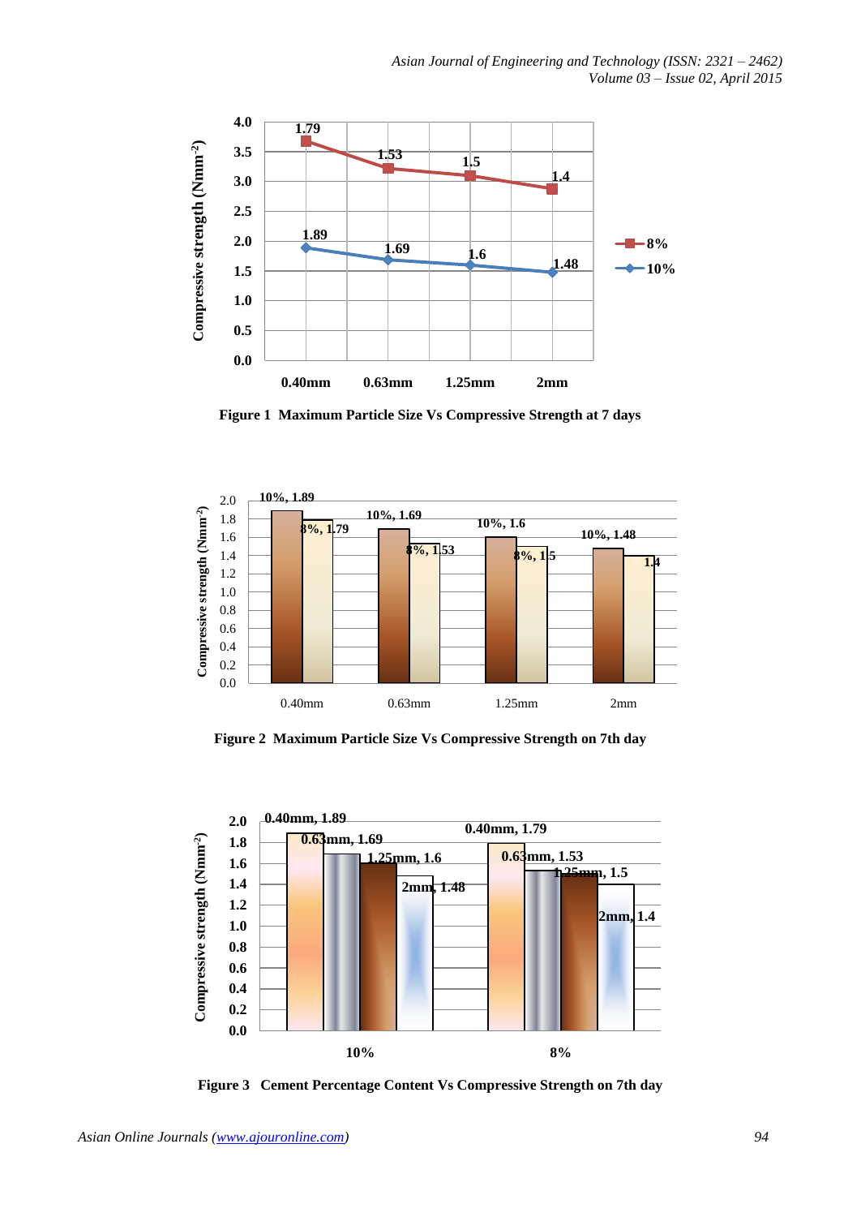Figure 1  Maximum Particle Size Vs Compressive Strength at 7 days

Figure 2  Maximum Particle Size Vs Compressive Strength on 7th day

Figure 3   Cement Percentage Content Vs Compressive Strength on 7th day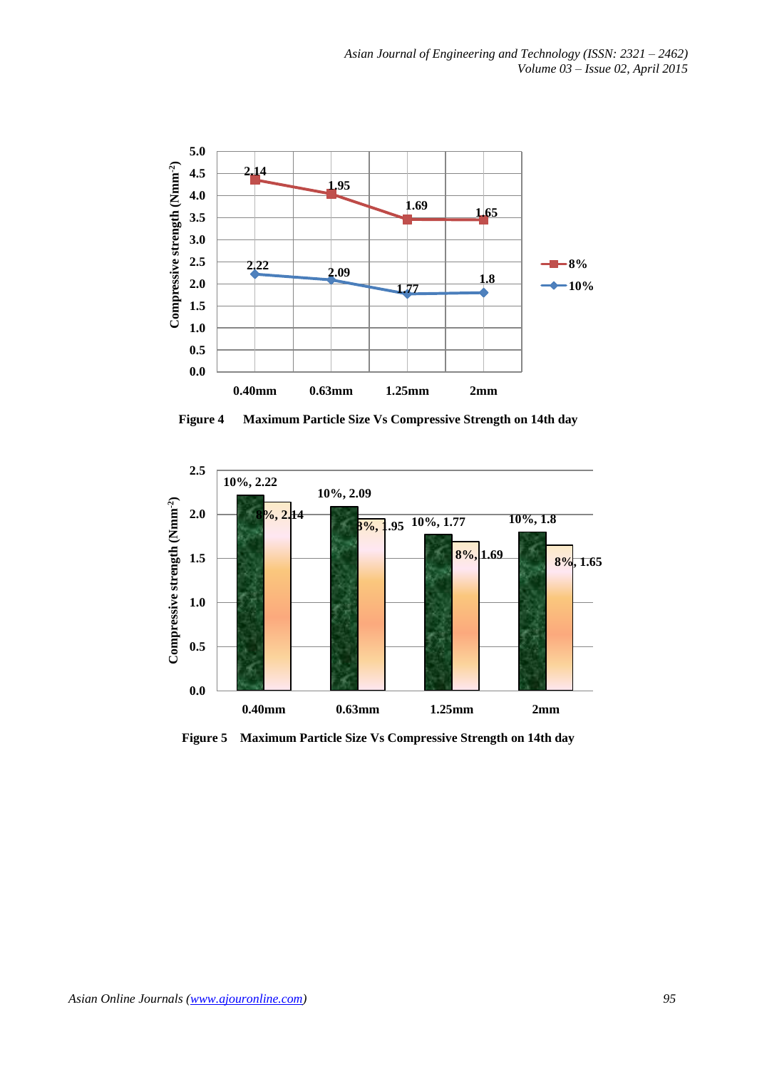**Figure 4 Maximum Particle Size Vs Compressive Strength on 14th day**

**Figure 5 Maximum Particle Size Vs Compressive Strength on 14th day**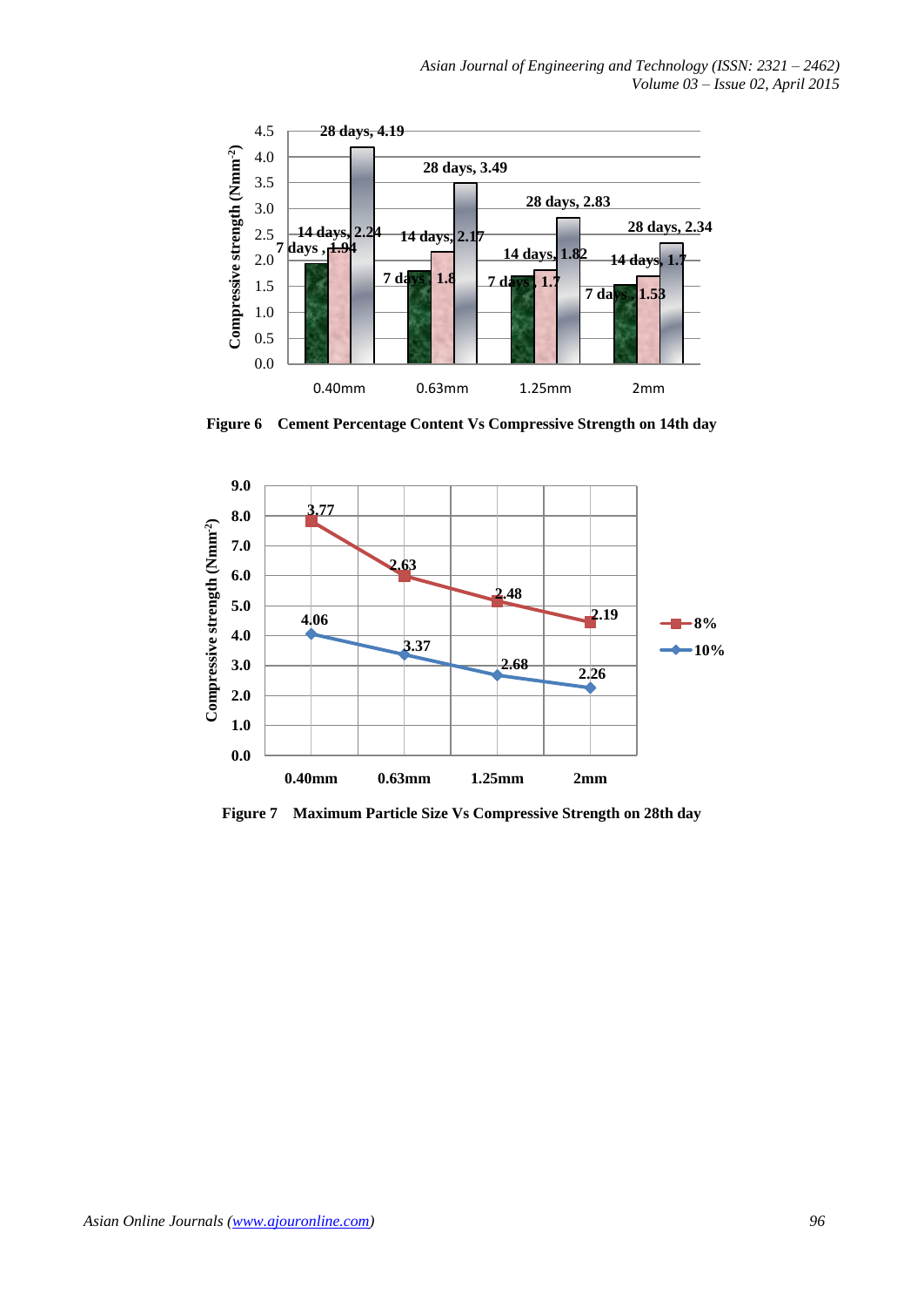Figure 6 Cement Percentage Content Vs Compressive Strength on 14th day

Figure 7 Maximum Particle Size Vs Compressive Strength on 28th day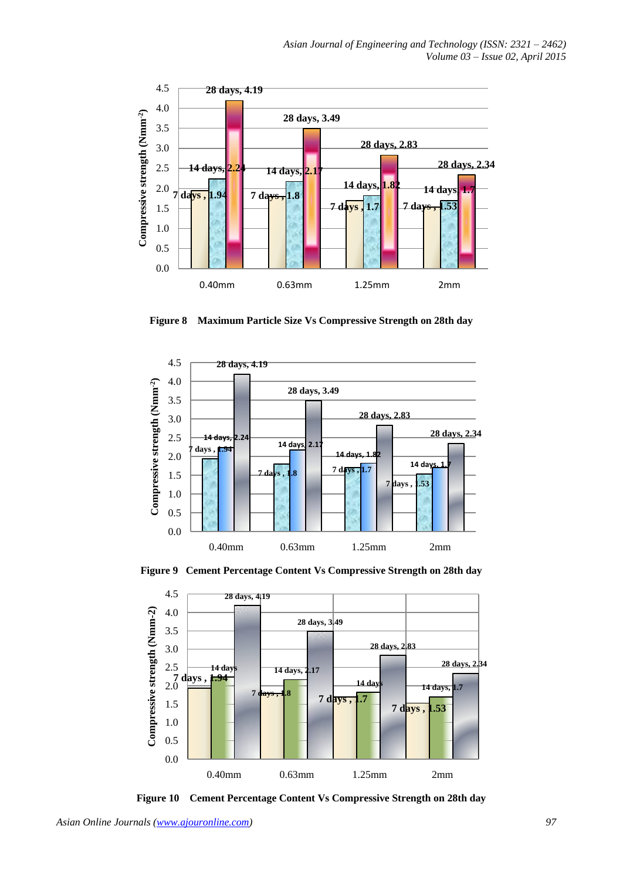Figure 8 Maximum Particle Size Vs Compressive Strength on 28th day

Figure 9 Cement Percentage Content Vs Compressive Strength on 28th day

Figure 10 Cement Percentage Content Vs Compressive Strength on 28th day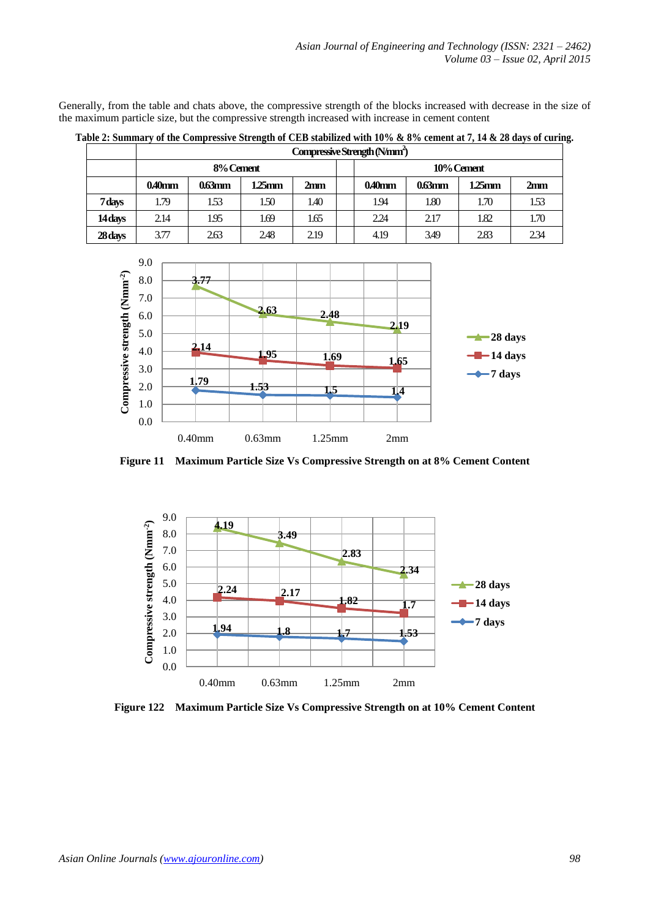Generally, from the table and chats above, the compressive strength of the blocks increased with decrease in the size of the maximum particle size, but the compressive strength increased with increase in cement content

**Table 2: Summary of the Compressive Strength of CEB stabilized with 10% & 8% cement at 7, 14 & 28 days of curing.**

| | Compressive Strength (N/mm$^2$) | | | | | | | | |
|---|---|---|---|---|---|---|---|---|---|
| | 8% Cement | | | | | 10% Cement | | | |
| | 0.40mm | 0.63mm | 1.25mm | 2mm | | 0.40mm | 0.63mm | 1.25mm | 2mm |
| 7 days | 1.79 | 1.53 | 1.50 | 1.40 | | 1.94 | 1.80 | 1.70 | 1.53 |
| 14 days | 2.14 | 1.95 | 1.69 | 1.65 | | 2.24 | 2.17 | 1.82 | 1.70 |
| 28 days | 3.77 | 2.63 | 2.48 | 2.19 | | 4.19 | 3.49 | 2.83 | 2.34 |

**Figure 11 Maximum Particle Size Vs Compressive Strength on at 8% Cement Content**

**Figure 122 Maximum Particle Size Vs Compressive Strength on at 10% Cement Content**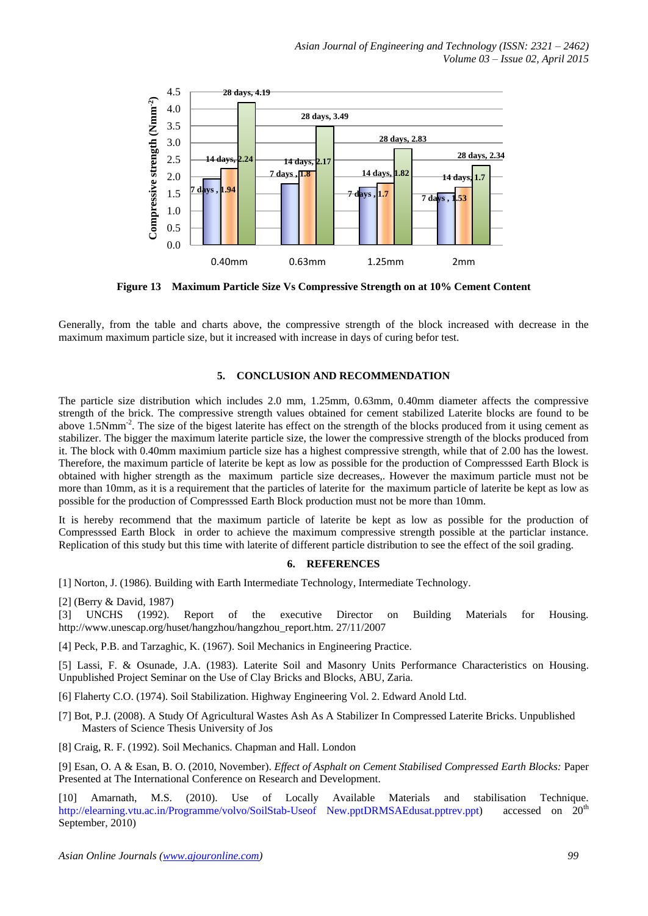Figure 13 Maximum Particle Size Vs Compressive Strength on at 10% Cement Content

Generally, from the table and charts above, the compressive strength of the block increased with decrease in the maximum maximum particle size, but it increased with increase in days of curing befor test.

## 5. CONCLUSION AND RECOMMENDATION

The particle size distribution which includes 2.0 mm, 1.25mm, 0.63mm, 0.40mm diameter affects the compressive strength of the brick. The compressive strength values obtained for cement stabilized Laterite blocks are found to be above 1.5Nmm$^{-2}$. The size of the bigest laterite has effect on the strength of the blocks produced from it using cement as stabilizer. The bigger the maximum laterite particle size, the lower the compressive strength of the blocks produced from it. The block with 0.40mm maximium particle size has a highest compressive strength, while that of 2.00 has the lowest. Therefore, the maximum particle of laterite be kept as low as possible for the production of Compresssed Earth Block is obtained with higher strength as the maximum particle size decreases,. However the maximum particle must not be more than 10mm, as it is a requirement that the particles of laterite for the maximum particle of laterite be kept as low as possible for the production of Compresssed Earth Block production must not be more than 10mm.

It is hereby recommend that the maximum particle of laterite be kept as low as possible for the production of Compresssed Earth Block in order to achieve the maximum compressive strength possible at the particlar instance. Replication of this study but this time with laterite of different particle distribution to see the effect of the soil grading.

## 6. REFERENCES

[1] Norton, J. (1986). Building with Earth Intermediate Technology, Intermediate Technology.

[2] (Berry & David, 1987)

[3] UNCHS (1992). Report of the executive Director on Building Materials for Housing. http://www.unescap.org/huset/hangzhou/hangzhou_report.htm. 27/11/2007

[4] Peck, P.B. and Tarzaghic, K. (1967). Soil Mechanics in Engineering Practice.

[5] Lassi, F. & Osunade, J.A. (1983). Laterite Soil and Masonry Units Performance Characteristics on Housing. Unpublished Project Seminar on the Use of Clay Bricks and Blocks, ABU, Zaria.

[6] Flaherty C.O. (1974). Soil Stabilization. Highway Engineering Vol. 2. Edward Anold Ltd.

[7] Bot, P.J. (2008). A Study Of Agricultural Wastes Ash As A Stabilizer In Compressed Laterite Bricks. Unpublished Masters of Science Thesis University of Jos

[8] Craig, R. F. (1992). Soil Mechanics. Chapman and Hall. London

[9] Esan, O. A & Esan, B. O. (2010, November). *Effect of Asphalt on Cement Stabilised Compressed Earth Blocks:* Paper Presented at The International Conference on Research and Development.

[10] Amarnath, M.S. (2010). Use of Locally Available Materials and stabilisation Technique. http://elearning.vtu.ac.in/Programme/volvo/SoilStab-Useof New.pptDRMSAEdusat.pptrev.ppt) accessed on 20th September, 2010)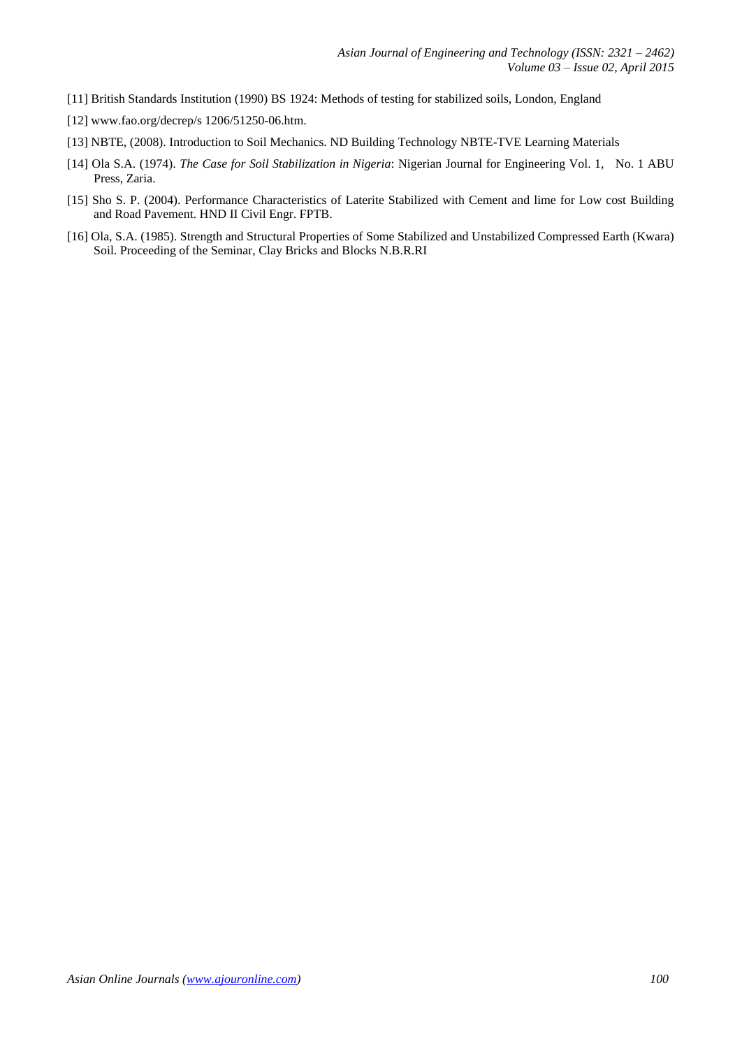[11] British Standards Institution (1990) BS 1924: Methods of testing for stabilized soils, London, England

[12] www.fao.org/decrep/s 1206/51250-06.htm.

[13] NBTE, (2008). Introduction to Soil Mechanics. ND Building Technology NBTE-TVE Learning Materials

[14] Ola S.A. (1974). *The Case for Soil Stabilization in Nigeria*: Nigerian Journal for Engineering Vol. 1, No. 1 ABU Press, Zaria.

[15] Sho S. P. (2004). Performance Characteristics of Laterite Stabilized with Cement and lime for Low cost Building and Road Pavement. HND II Civil Engr. FPTB.

[16] Ola, S.A. (1985). Strength and Structural Properties of Some Stabilized and Unstabilized Compressed Earth (Kwara) Soil. Proceeding of the Seminar, Clay Bricks and Blocks N.B.R.RI